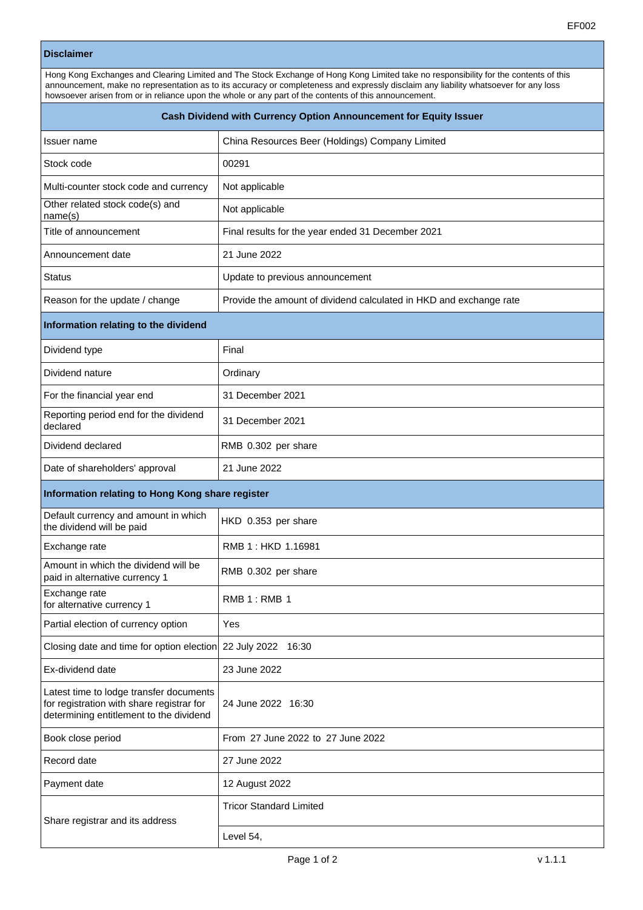EF002

## Disclaimer

Hong Kong Exchanges and Clearing Limited and The Stock Exchange of Hong Kong Limited take no responsibility for the contents of this announcement, make no representation as to its accuracy or completeness and expressly disclaim any liability whatsoever for any loss howsoever arisen from or in reliance upon the whole or any part of the contents of this announcement.

## Cash Dividend with Currency Option Announcement for Equity Issuer

| | |
|---|---|
| Issuer name | China Resources Beer (Holdings) Company Limited |
| Stock code | 00291 |
| Multi-counter stock code and currency | Not applicable |
| Other related stock code(s) and name(s) | Not applicable |
| Title of announcement | Final results for the year ended 31 December 2021 |
| Announcement date | 21 June 2022 |
| Status | Update to previous announcement |
| Reason for the update / change | Provide the amount of dividend calculated in HKD and exchange rate |

### Information relating to the dividend

| | |
|---|---|
| Dividend type | Final |
| Dividend nature | Ordinary |
| For the financial year end | 31 December 2021 |
| Reporting period end for the dividend declared | 31 December 2021 |
| Dividend declared | RMB 0.302 per share |
| Date of shareholders' approval | 21 June 2022 |

### Information relating to Hong Kong share register

| | |
|---|---|
| Default currency and amount in which the dividend will be paid | HKD 0.353 per share |
| Exchange rate | RMB 1 : HKD 1.16981 |
| Amount in which the dividend will be paid in alternative currency 1 | RMB 0.302 per share |
| Exchange rate for alternative currency 1 | RMB 1 : RMB 1 |
| Partial election of currency option | Yes |
| Closing date and time for option election | 22 July 2022 16:30 |
| Ex-dividend date | 23 June 2022 |
| Latest time to lodge transfer documents for registration with share registrar for determining entitlement to the dividend | 24 June 2022 16:30 |
| Book close period | From 27 June 2022 to 27 June 2022 |
| Record date | 27 June 2022 |
| Payment date | 12 August 2022 |
| Share registrar and its address | Tricor Standard Limited |
| | Level 54, |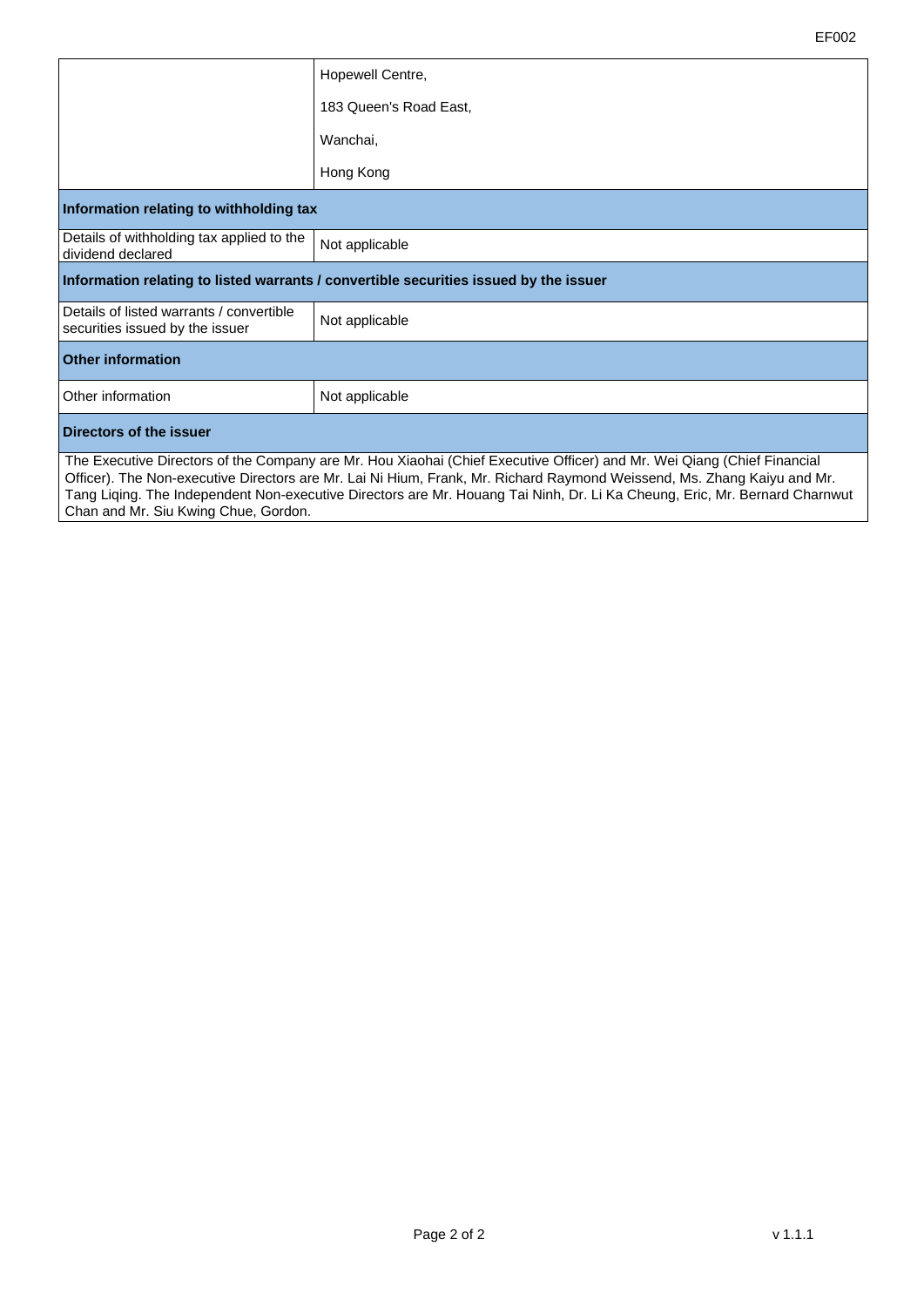| | |
|---|---|
| | Hopewell Centre,<br>183 Queen's Road East,<br>Wanchai,<br>Hong Kong |
| **Information relating to withholding tax** | |
| Details of withholding tax applied to the dividend declared | Not applicable |
| **Information relating to listed warrants / convertible securities issued by the issuer** | |
| Details of listed warrants / convertible securities issued by the issuer | Not applicable |
| **Other information** | |
| Other information | Not applicable |
| **Directors of the issuer** | |

The Executive Directors of the Company are Mr. Hou Xiaohai (Chief Executive Officer) and Mr. Wei Qiang (Chief Financial Officer). The Non-executive Directors are Mr. Lai Ni Hium, Frank, Mr. Richard Raymond Weissend, Ms. Zhang Kaiyu and Mr. Tang Liqing. The Independent Non-executive Directors are Mr. Houang Tai Ninh, Dr. Li Ka Cheung, Eric, Mr. Bernard Charnwut Chan and Mr. Siu Kwing Chue, Gordon.